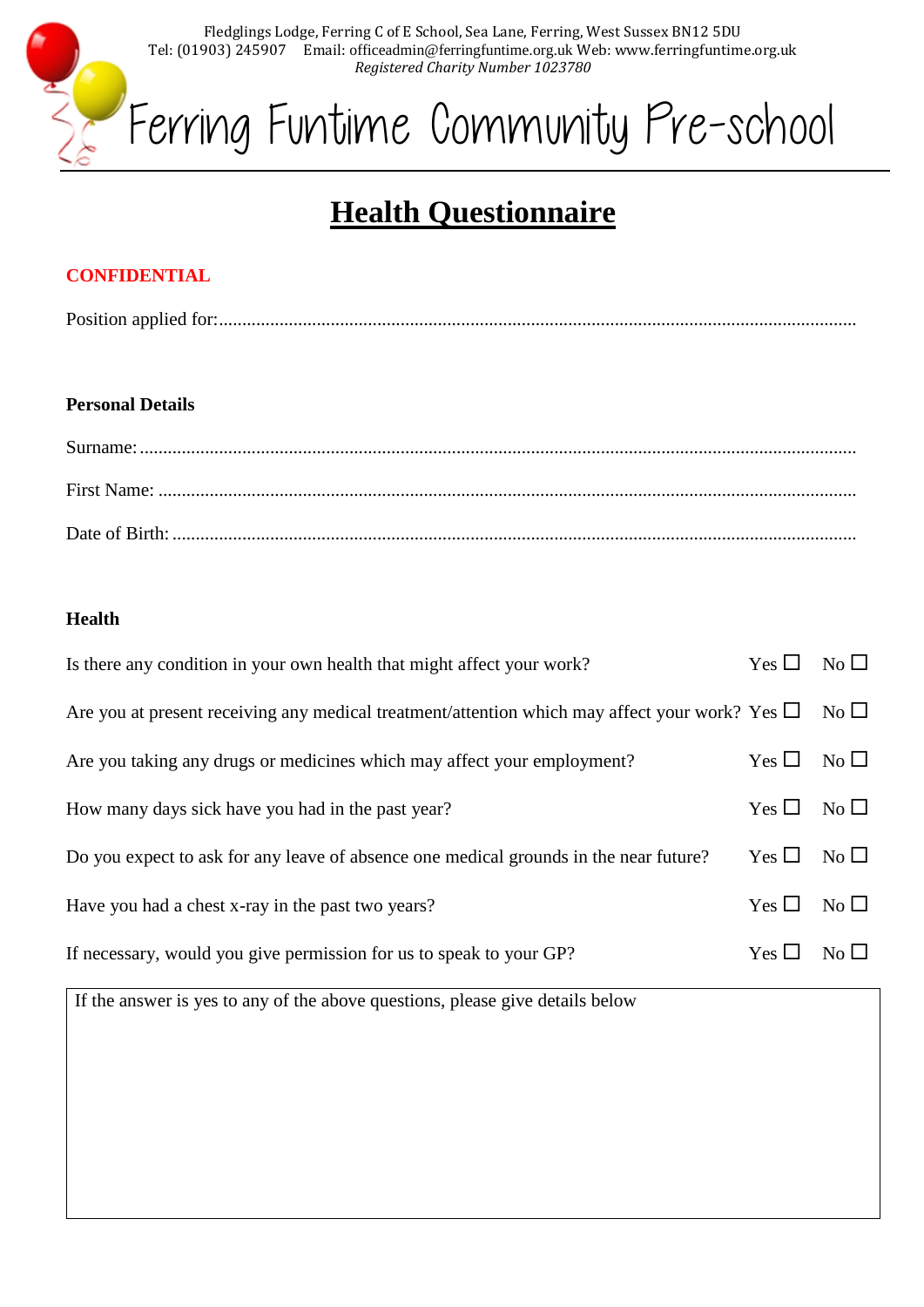Fledglings Lodge, Ferring C of E School, Sea Lane, Ferring, West Sussex BN12 5DU
Tel: (01903) 245907 Email: officeadmin@ferringfuntime.org.uk Web: www.ferringfuntime.org.uk
*Registered Charity Number 1023780*

# Ferring Funtime Community Pre-school

## Health Questionnaire

**CONFIDENTIAL**

Position applied for:..........................................................................................................................

### Personal Details

Surname: ..........................................................................................................................

First Name: ..........................................................................................................................

Date of Birth: ..........................................................................................................................

### Health

| | | |
|---|---|---|
| Is there any condition in your own health that might affect your work? | Yes ☐ | No ☐ |
| Are you at present receiving any medical treatment/attention which may affect your work? | Yes ☐ | No ☐ |
| Are you taking any drugs or medicines which may affect your employment? | Yes ☐ | No ☐ |
| How many days sick have you had in the past year? | Yes ☐ | No ☐ |
| Do you expect to ask for any leave of absence one medical grounds in the near future? | Yes ☐ | No ☐ |
| Have you had a chest x-ray in the past two years? | Yes ☐ | No ☐ |
| If necessary, would you give permission for us to speak to your GP? | Yes ☐ | No ☐ |

If the answer is yes to any of the above questions, please give details below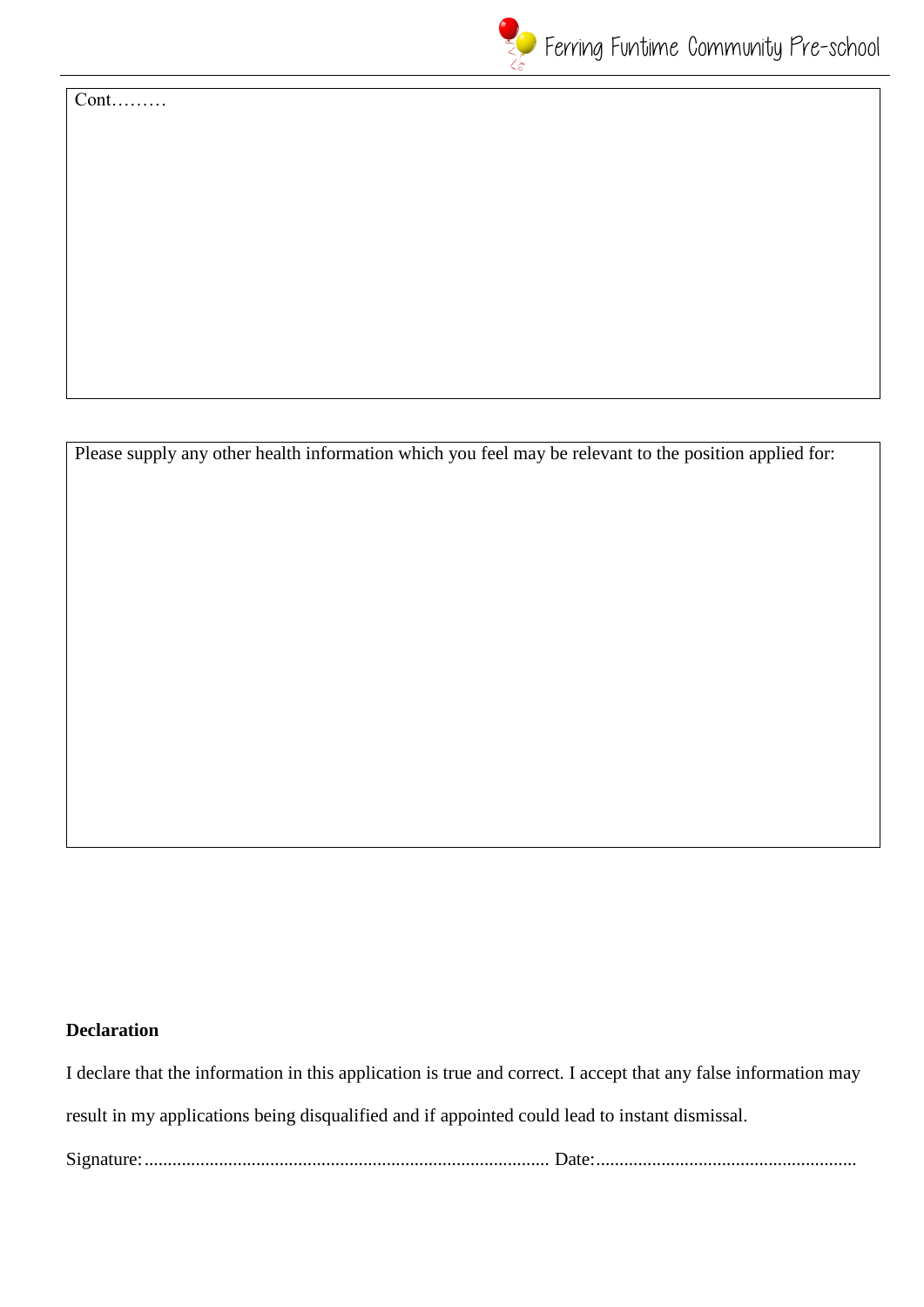Cont………

Please supply any other health information which you feel may be relevant to the position applied for:

**Declaration**

I declare that the information in this application is true and correct. I accept that any false information may result in my applications being disqualified and if appointed could lead to instant dismissal.

Signature:...................................................................................... Date:........................................................